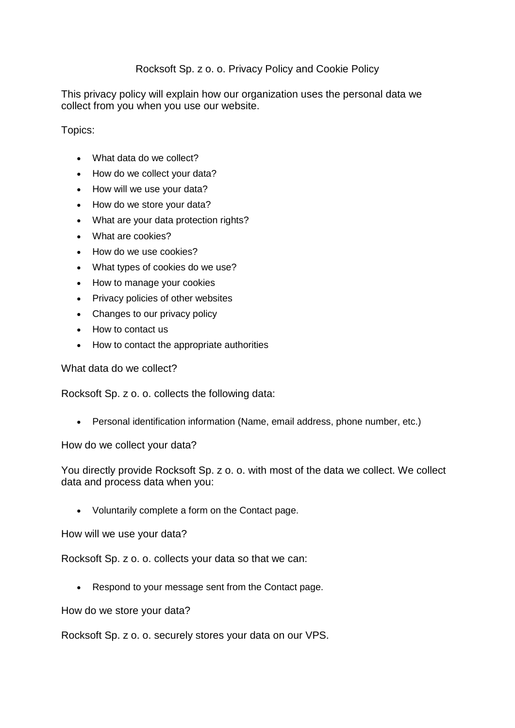# Rocksoft Sp. z o. o. Privacy Policy and Cookie Policy

This privacy policy will explain how our organization uses the personal data we collect from you when you use our website.

Topics:

- What data do we collect?
- How do we collect your data?
- How will we use your data?
- How do we store your data?
- What are your data protection rights?
- What are cookies?
- How do we use cookies?
- What types of cookies do we use?
- How to manage your cookies
- Privacy policies of other websites
- Changes to our privacy policy
- How to contact us
- How to contact the appropriate authorities

## What data do we collect?

Rocksoft Sp. z o. o. collects the following data:

- Personal identification information (Name, email address, phone number, etc.)

## How do we collect your data?

You directly provide Rocksoft Sp. z o. o. with most of the data we collect. We collect data and process data when you:

- Voluntarily complete a form on the Contact page.

## How will we use your data?

Rocksoft Sp. z o. o. collects your data so that we can:

- Respond to your message sent from the Contact page.

## How do we store your data?

Rocksoft Sp. z o. o. securely stores your data on our VPS.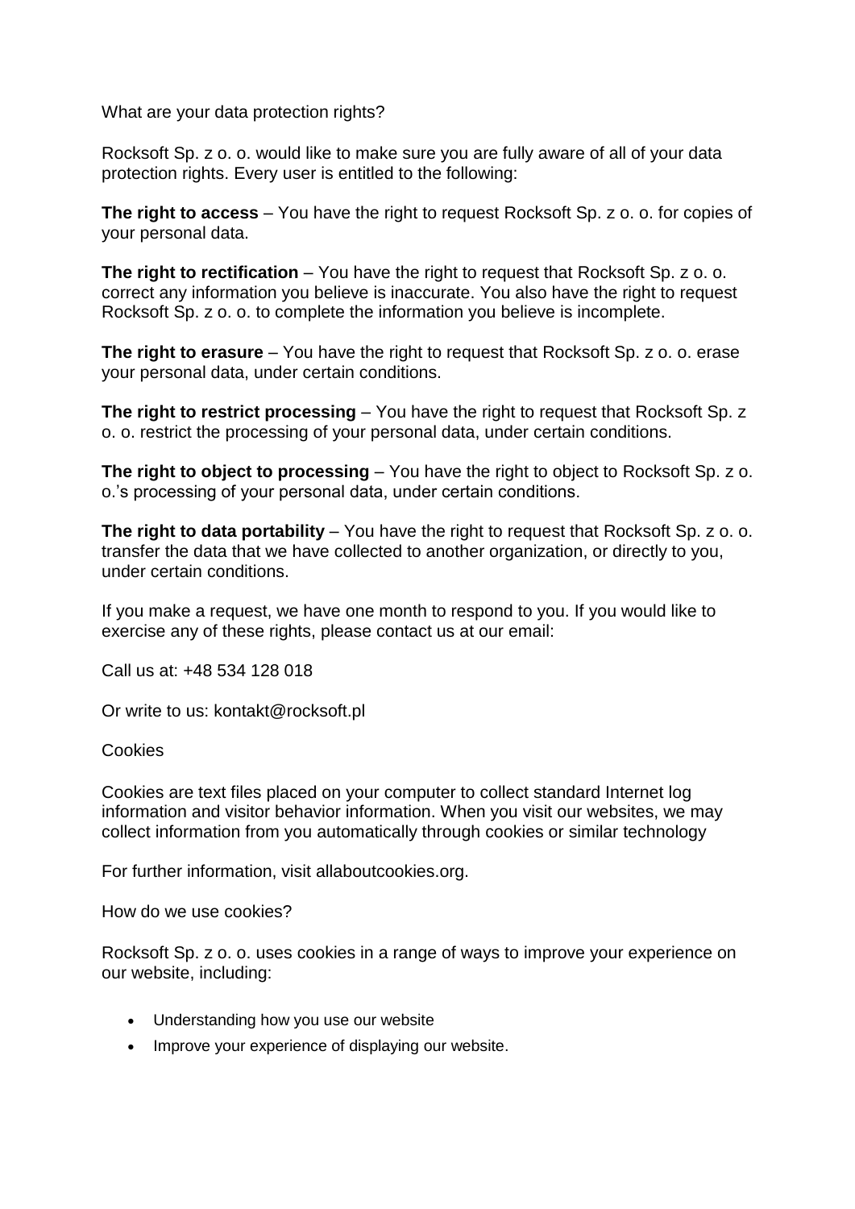What are your data protection rights?

Rocksoft Sp. z o. o. would like to make sure you are fully aware of all of your data protection rights. Every user is entitled to the following:

**The right to access** – You have the right to request Rocksoft Sp. z o. o. for copies of your personal data.

**The right to rectification** – You have the right to request that Rocksoft Sp. z o. o. correct any information you believe is inaccurate. You also have the right to request Rocksoft Sp. z o. o. to complete the information you believe is incomplete.

**The right to erasure** – You have the right to request that Rocksoft Sp. z o. o. erase your personal data, under certain conditions.

**The right to restrict processing** – You have the right to request that Rocksoft Sp. z o. o. restrict the processing of your personal data, under certain conditions.

**The right to object to processing** – You have the right to object to Rocksoft Sp. z o. o.'s processing of your personal data, under certain conditions.

**The right to data portability** – You have the right to request that Rocksoft Sp. z o. o. transfer the data that we have collected to another organization, or directly to you, under certain conditions.

If you make a request, we have one month to respond to you. If you would like to exercise any of these rights, please contact us at our email:

Call us at: +48 534 128 018

Or write to us: kontakt@rocksoft.pl

Cookies

Cookies are text files placed on your computer to collect standard Internet log information and visitor behavior information. When you visit our websites, we may collect information from you automatically through cookies or similar technology

For further information, visit allaboutcookies.org.

How do we use cookies?

Rocksoft Sp. z o. o. uses cookies in a range of ways to improve your experience on our website, including:

- Understanding how you use our website
- Improve your experience of displaying our website.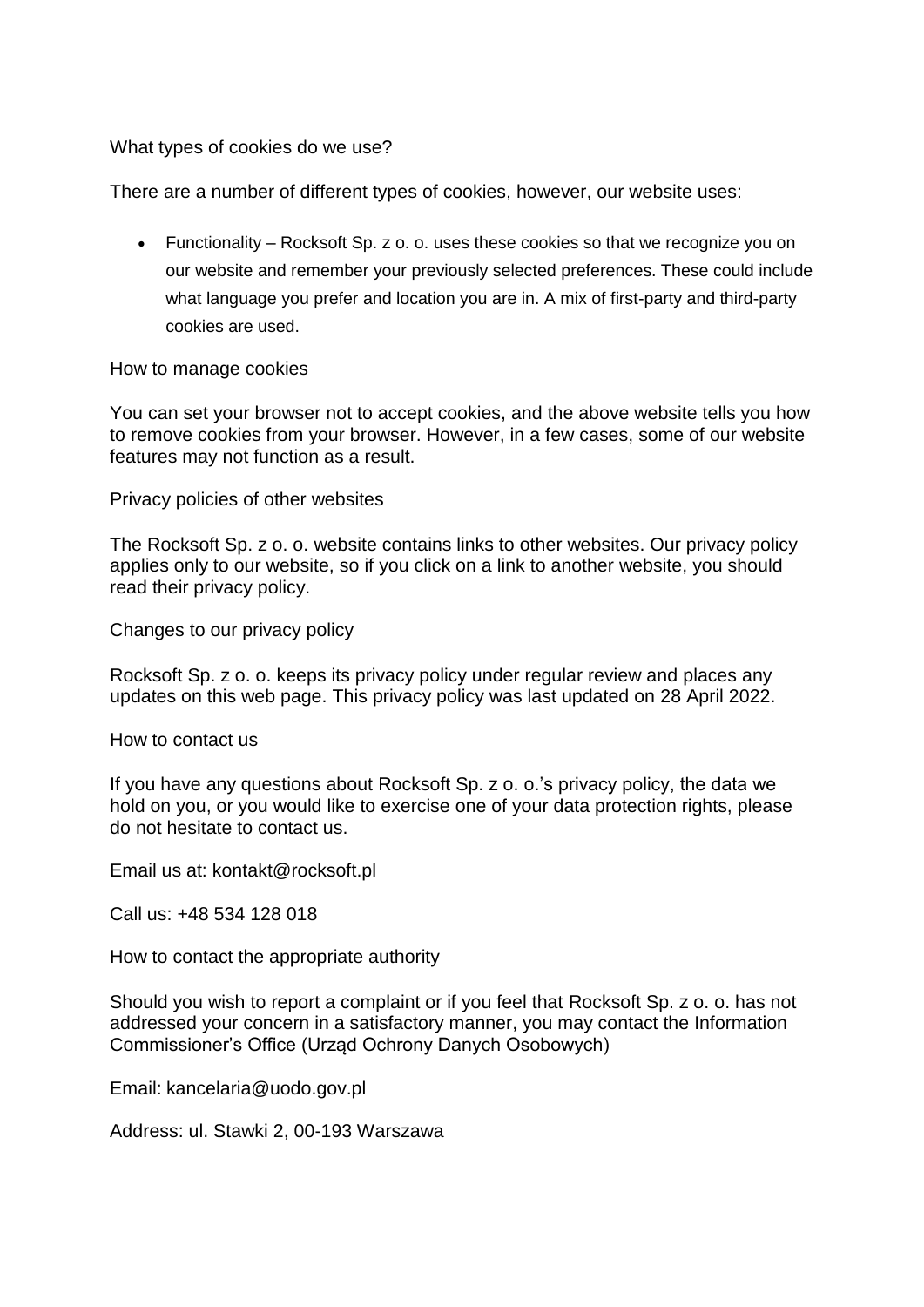## What types of cookies do we use?

There are a number of different types of cookies, however, our website uses:

- Functionality – Rocksoft Sp. z o. o. uses these cookies so that we recognize you on our website and remember your previously selected preferences. These could include what language you prefer and location you are in. A mix of first-party and third-party cookies are used.

## How to manage cookies

You can set your browser not to accept cookies, and the above website tells you how to remove cookies from your browser. However, in a few cases, some of our website features may not function as a result.

## Privacy policies of other websites

The Rocksoft Sp. z o. o. website contains links to other websites. Our privacy policy applies only to our website, so if you click on a link to another website, you should read their privacy policy.

## Changes to our privacy policy

Rocksoft Sp. z o. o. keeps its privacy policy under regular review and places any updates on this web page. This privacy policy was last updated on 28 April 2022.

## How to contact us

If you have any questions about Rocksoft Sp. z o. o.'s privacy policy, the data we hold on you, or you would like to exercise one of your data protection rights, please do not hesitate to contact us.

Email us at: kontakt@rocksoft.pl

Call us: +48 534 128 018

## How to contact the appropriate authority

Should you wish to report a complaint or if you feel that Rocksoft Sp. z o. o. has not addressed your concern in a satisfactory manner, you may contact the Information Commissioner's Office (Urząd Ochrony Danych Osobowych)

Email: kancelaria@uodo.gov.pl

Address: ul. Stawki 2, 00-193 Warszawa